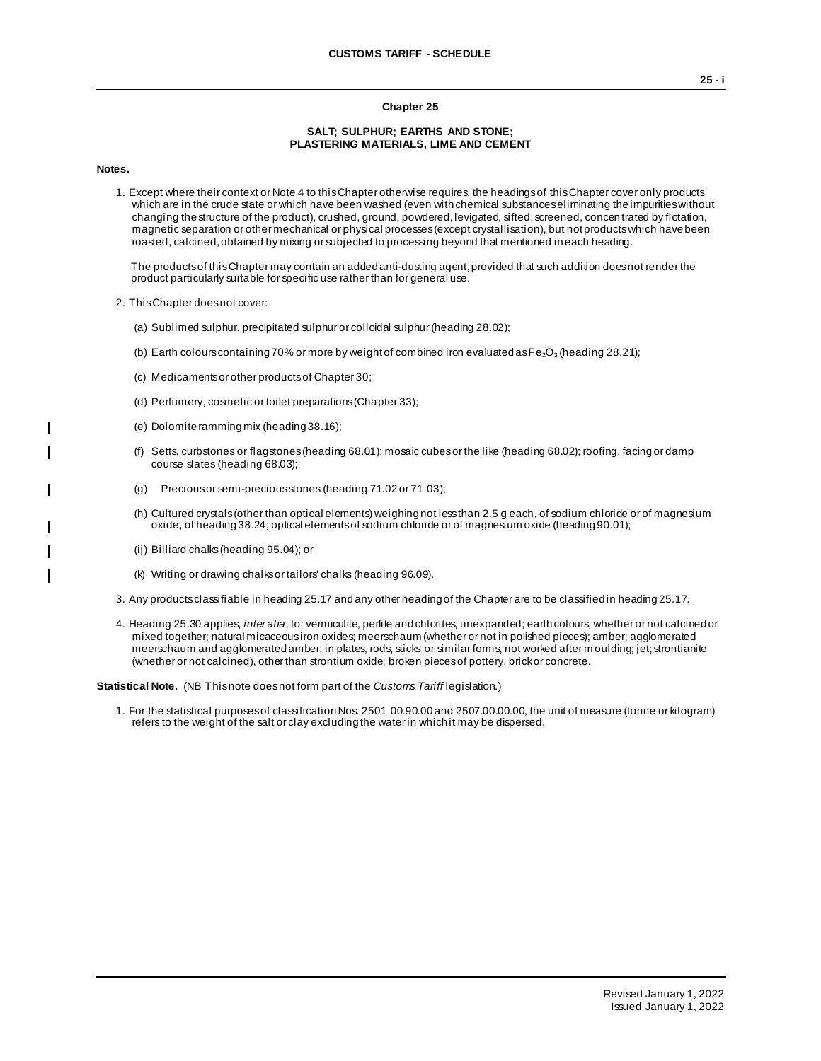## Chapter 25

### SALT; SULPHUR; EARTHS AND STONE; PLASTERING MATERIALS, LIME AND CEMENT

**Notes.**

1. Except where their context or Note 4 to this Chapter otherwise requires, the headings of this Chapter cover only products which are in the crude state or which have been washed (even with chemical substances eliminating the impurities without changing the structure of the product), crushed, ground, powdered, levigated, sifted, screened, concentrated by flotation, magnetic separation or other mechanical or physical processes (except crystallisation), but not products which have been roasted, calcined, obtained by mixing or subjected to processing beyond that mentioned in each heading.

   The products of this Chapter may contain an added anti-dusting agent, provided that such addition does not render the product particularly suitable for specific use rather than for general use.

2. This Chapter does not cover:

   (a) Sublimed sulphur, precipitated sulphur or colloidal sulphur (heading 28.02);

   (b) Earth colours containing 70% or more by weight of combined iron evaluated as $Fe_2O_3$ (heading 28.21);

   (c) Medicaments or other products of Chapter 30;

   (d) Perfumery, cosmetic or toilet preparations (Chapter 33);

   (e) Dolomite ramming mix (heading 38.16);

   (f) Setts, curbstones or flagstones (heading 68.01); mosaic cubes or the like (heading 68.02); roofing, facing or damp course slates (heading 68.03);

   (g) Precious or semi-precious stones (heading 71.02 or 71.03);

   (h) Cultured crystals (other than optical elements) weighing not less than 2.5 g each, of sodium chloride or of magnesium oxide, of heading 38.24; optical elements of sodium chloride or of magnesium oxide (heading 90.01);

   (ij) Billiard chalks (heading 95.04); or

   (k) Writing or drawing chalks or tailors' chalks (heading 96.09).

3. Any products classifiable in heading 25.17 and any other heading of the Chapter are to be classified in heading 25.17.

4. Heading 25.30 applies, *inter alia*, to: vermiculite, perlite and chlorites, unexpanded; earth colours, whether or not calcined or mixed together; natural micaceous iron oxides; meerschaum (whether or not in polished pieces); amber; agglomerated meerschaum and agglomerated amber, in plates, rods, sticks or similar forms, not worked after moulding; jet; strontianite (whether or not calcined), other than strontium oxide; broken pieces of pottery, brick or concrete.

**Statistical Note.** (NB This note does not form part of the *Customs Tariff* legislation.)

1. For the statistical purposes of classification Nos. 2501.00.90.00 and 2507.00.00.00, the unit of measure (tonne or kilogram) refers to the weight of the salt or clay excluding the water in which it may be dispersed.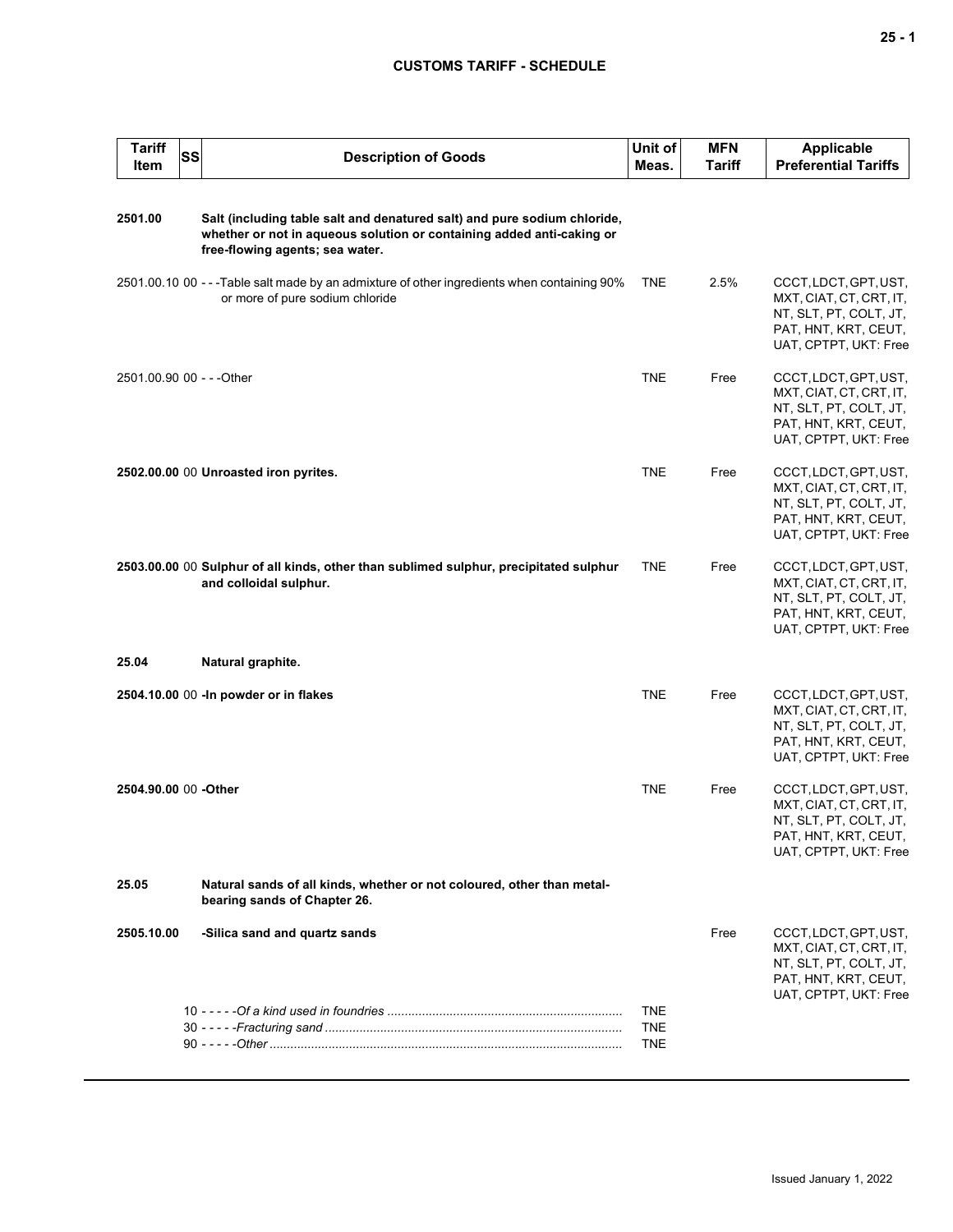| Tariff Item | SS | Description of Goods | Unit of Meas. | MFN Tariff | Applicable Preferential Tariffs |
|---|---|---|---|---|---|
| **2501.00** | | **Salt (including table salt and denatured salt) and pure sodium chloride, whether or not in aqueous solution or containing added anti-caking or free-flowing agents; sea water.** | | | |
| 2501.00.10 | 00 | - - -Table salt made by an admixture of other ingredients when containing 90% or more of pure sodium chloride | TNE | 2.5% | CCCT, LDCT, GPT, UST, MXT, CIAT, CT, CRT, IT, NT, SLT, PT, COLT, JT, PAT, HNT, KRT, CEUT, UAT, CPTPT, UKT: Free |
| 2501.00.90 | 00 | - - -Other | TNE | Free | CCCT, LDCT, GPT, UST, MXT, CIAT, CT, CRT, IT, NT, SLT, PT, COLT, JT, PAT, HNT, KRT, CEUT, UAT, CPTPT, UKT: Free |
| **2502.00.00** | 00 | **Unroasted iron pyrites.** | TNE | Free | CCCT, LDCT, GPT, UST, MXT, CIAT, CT, CRT, IT, NT, SLT, PT, COLT, JT, PAT, HNT, KRT, CEUT, UAT, CPTPT, UKT: Free |
| **2503.00.00** | 00 | **Sulphur of all kinds, other than sublimed sulphur, precipitated sulphur and colloidal sulphur.** | TNE | Free | CCCT, LDCT, GPT, UST, MXT, CIAT, CT, CRT, IT, NT, SLT, PT, COLT, JT, PAT, HNT, KRT, CEUT, UAT, CPTPT, UKT: Free |
| **25.04** | | **Natural graphite.** | | | |
| **2504.10.00** | 00 | **-In powder or in flakes** | TNE | Free | CCCT, LDCT, GPT, UST, MXT, CIAT, CT, CRT, IT, NT, SLT, PT, COLT, JT, PAT, HNT, KRT, CEUT, UAT, CPTPT, UKT: Free |
| **2504.90.00** | 00 | **-Other** | TNE | Free | CCCT, LDCT, GPT, UST, MXT, CIAT, CT, CRT, IT, NT, SLT, PT, COLT, JT, PAT, HNT, KRT, CEUT, UAT, CPTPT, UKT: Free |
| **25.05** | | **Natural sands of all kinds, whether or not coloured, other than metal-bearing sands of Chapter 26.** | | | |
| **2505.10.00** | | **-Silica sand and quartz sands** | | Free | CCCT, LDCT, GPT, UST, MXT, CIAT, CT, CRT, IT, NT, SLT, PT, COLT, JT, PAT, HNT, KRT, CEUT, UAT, CPTPT, UKT: Free |
| | 10 | - - - - -*Of a kind used in foundries* | TNE | | |
| | 30 | - - - - -*Fracturing sand* | TNE | | |
| | 90 | - - - - -*Other* | TNE | | |

Issued January 1, 2022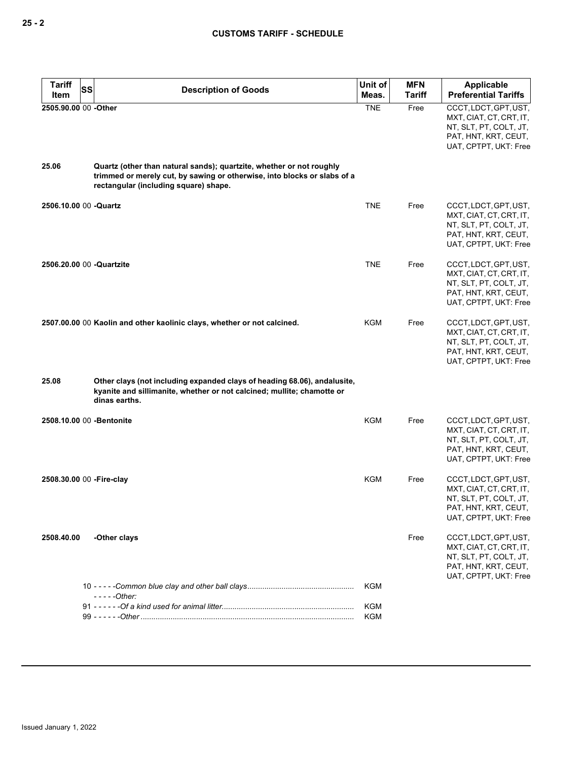| Tariff Item | SS | Description of Goods | Unit of Meas. | MFN Tariff | Applicable Preferential Tariffs |
|---|---|---|---|---|---|
| 2505.90.00 | 00 | **-Other** | TNE | Free | CCCT, LDCT, GPT, UST, MXT, CIAT, CT, CRT, IT, NT, SLT, PT, COLT, JT, PAT, HNT, KRT, CEUT, UAT, CPTPT, UKT: Free |
| **25.06** | | **Quartz (other than natural sands); quartzite, whether or not roughly trimmed or merely cut, by sawing or otherwise, into blocks or slabs of a rectangular (including square) shape.** | | | |
| 2506.10.00 | 00 | **-Quartz** | TNE | Free | CCCT, LDCT, GPT, UST, MXT, CIAT, CT, CRT, IT, NT, SLT, PT, COLT, JT, PAT, HNT, KRT, CEUT, UAT, CPTPT, UKT: Free |
| 2506.20.00 | 00 | **-Quartzite** | TNE | Free | CCCT, LDCT, GPT, UST, MXT, CIAT, CT, CRT, IT, NT, SLT, PT, COLT, JT, PAT, HNT, KRT, CEUT, UAT, CPTPT, UKT: Free |
| 2507.00.00 | 00 | **Kaolin and other kaolinic clays, whether or not calcined.** | KGM | Free | CCCT, LDCT, GPT, UST, MXT, CIAT, CT, CRT, IT, NT, SLT, PT, COLT, JT, PAT, HNT, KRT, CEUT, UAT, CPTPT, UKT: Free |
| **25.08** | | **Other clays (not including expanded clays of heading 68.06), andalusite, kyanite and sillimanite, whether or not calcined; mullite; chamotte or dinas earths.** | | | |
| 2508.10.00 | 00 | **-Bentonite** | KGM | Free | CCCT, LDCT, GPT, UST, MXT, CIAT, CT, CRT, IT, NT, SLT, PT, COLT, JT, PAT, HNT, KRT, CEUT, UAT, CPTPT, UKT: Free |
| 2508.30.00 | 00 | **-Fire-clay** | KGM | Free | CCCT, LDCT, GPT, UST, MXT, CIAT, CT, CRT, IT, NT, SLT, PT, COLT, JT, PAT, HNT, KRT, CEUT, UAT, CPTPT, UKT: Free |
| 2508.40.00 | | **-Other clays** | | Free | CCCT, LDCT, GPT, UST, MXT, CIAT, CT, CRT, IT, NT, SLT, PT, COLT, JT, PAT, HNT, KRT, CEUT, UAT, CPTPT, UKT: Free |
| | 10 | - - - - -*Common blue clay and other ball clays* | KGM | | |
| | | - - - - -*Other:* | | | |
| | 91 | - - - - - -*Of a kind used for animal litter* | KGM | | |
| | 99 | - - - - - -*Other* | KGM | | |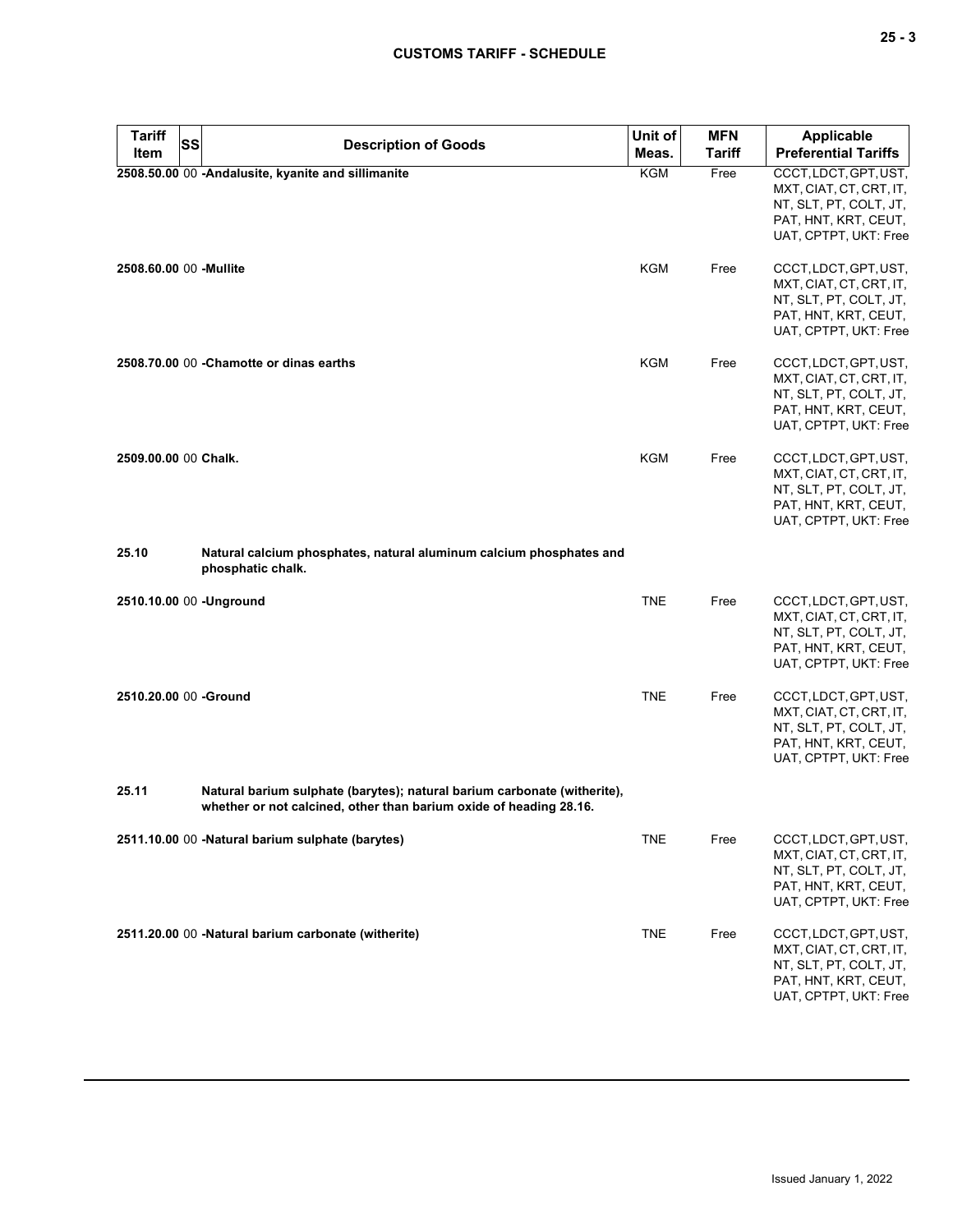| Tariff Item | SS | Description of Goods | Unit of Meas. | MFN Tariff | Applicable Preferential Tariffs |
|---|---|---|---|---|---|
| 2508.50.00 | 00 | **-Andalusite, kyanite and sillimanite** | KGM | Free | CCCT, LDCT, GPT, UST, MXT, CIAT, CT, CRT, IT, NT, SLT, PT, COLT, JT, PAT, HNT, KRT, CEUT, UAT, CPTPT, UKT: Free |
| 2508.60.00 | 00 | **-Mullite** | KGM | Free | CCCT, LDCT, GPT, UST, MXT, CIAT, CT, CRT, IT, NT, SLT, PT, COLT, JT, PAT, HNT, KRT, CEUT, UAT, CPTPT, UKT: Free |
| 2508.70.00 | 00 | **-Chamotte or dinas earths** | KGM | Free | CCCT, LDCT, GPT, UST, MXT, CIAT, CT, CRT, IT, NT, SLT, PT, COLT, JT, PAT, HNT, KRT, CEUT, UAT, CPTPT, UKT: Free |
| 2509.00.00 | 00 | **Chalk.** | KGM | Free | CCCT, LDCT, GPT, UST, MXT, CIAT, CT, CRT, IT, NT, SLT, PT, COLT, JT, PAT, HNT, KRT, CEUT, UAT, CPTPT, UKT: Free |
| **25.10** | | **Natural calcium phosphates, natural aluminum calcium phosphates and phosphatic chalk.** | | | |
| 2510.10.00 | 00 | **-Unground** | TNE | Free | CCCT, LDCT, GPT, UST, MXT, CIAT, CT, CRT, IT, NT, SLT, PT, COLT, JT, PAT, HNT, KRT, CEUT, UAT, CPTPT, UKT: Free |
| 2510.20.00 | 00 | **-Ground** | TNE | Free | CCCT, LDCT, GPT, UST, MXT, CIAT, CT, CRT, IT, NT, SLT, PT, COLT, JT, PAT, HNT, KRT, CEUT, UAT, CPTPT, UKT: Free |
| **25.11** | | **Natural barium sulphate (barytes); natural barium carbonate (witherite), whether or not calcined, other than barium oxide of heading 28.16.** | | | |
| 2511.10.00 | 00 | **-Natural barium sulphate (barytes)** | TNE | Free | CCCT, LDCT, GPT, UST, MXT, CIAT, CT, CRT, IT, NT, SLT, PT, COLT, JT, PAT, HNT, KRT, CEUT, UAT, CPTPT, UKT: Free |
| 2511.20.00 | 00 | **-Natural barium carbonate (witherite)** | TNE | Free | CCCT, LDCT, GPT, UST, MXT, CIAT, CT, CRT, IT, NT, SLT, PT, COLT, JT, PAT, HNT, KRT, CEUT, UAT, CPTPT, UKT: Free |

Issued January 1, 2022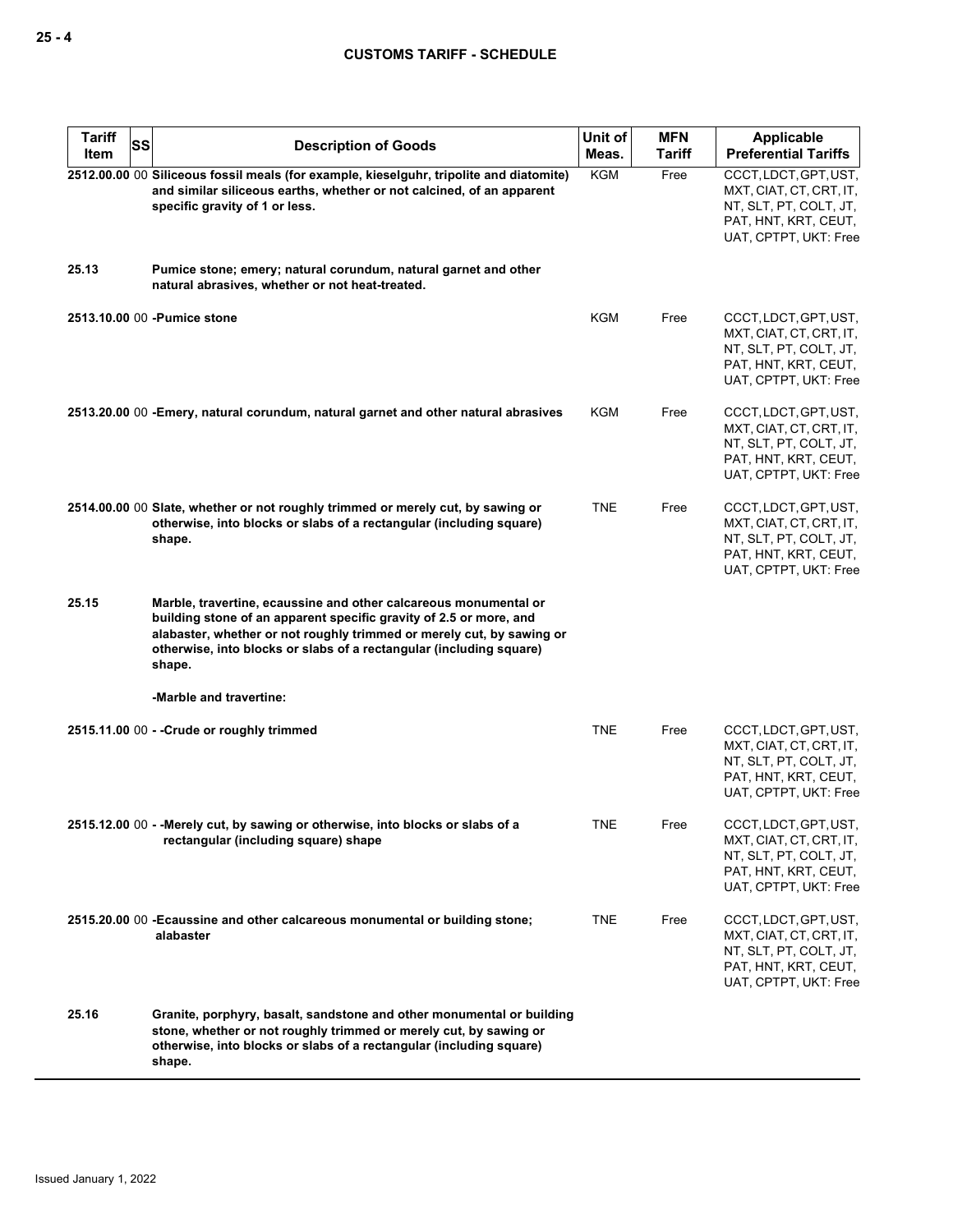| Tariff Item | SS | Description of Goods | Unit of Meas. | MFN Tariff | Applicable Preferential Tariffs |
|---|---|---|---|---|---|
| 2512.00.00 | 00 | **Siliceous fossil meals (for example, kieselguhr, tripolite and diatomite) and similar siliceous earths, whether or not calcined, of an apparent specific gravity of 1 or less.** | KGM | Free | CCCT, LDCT, GPT, UST, MXT, CIAT, CT, CRT, IT, NT, SLT, PT, COLT, JT, PAT, HNT, KRT, CEUT, UAT, CPTPT, UKT: Free |
| 25.13 | | **Pumice stone; emery; natural corundum, natural garnet and other natural abrasives, whether or not heat-treated.** | | | |
| 2513.10.00 | 00 | **-Pumice stone** | KGM | Free | CCCT, LDCT, GPT, UST, MXT, CIAT, CT, CRT, IT, NT, SLT, PT, COLT, JT, PAT, HNT, KRT, CEUT, UAT, CPTPT, UKT: Free |
| 2513.20.00 | 00 | **-Emery, natural corundum, natural garnet and other natural abrasives** | KGM | Free | CCCT, LDCT, GPT, UST, MXT, CIAT, CT, CRT, IT, NT, SLT, PT, COLT, JT, PAT, HNT, KRT, CEUT, UAT, CPTPT, UKT: Free |
| 2514.00.00 | 00 | **Slate, whether or not roughly trimmed or merely cut, by sawing or otherwise, into blocks or slabs of a rectangular (including square) shape.** | TNE | Free | CCCT, LDCT, GPT, UST, MXT, CIAT, CT, CRT, IT, NT, SLT, PT, COLT, JT, PAT, HNT, KRT, CEUT, UAT, CPTPT, UKT: Free |
| 25.15 | | **Marble, travertine, ecaussine and other calcareous monumental or building stone of an apparent specific gravity of 2.5 or more, and alabaster, whether or not roughly trimmed or merely cut, by sawing or otherwise, into blocks or slabs of a rectangular (including square) shape.** | | | |
| | | **-Marble and travertine:** | | | |
| 2515.11.00 | 00 | **- -Crude or roughly trimmed** | TNE | Free | CCCT, LDCT, GPT, UST, MXT, CIAT, CT, CRT, IT, NT, SLT, PT, COLT, JT, PAT, HNT, KRT, CEUT, UAT, CPTPT, UKT: Free |
| 2515.12.00 | 00 | **- -Merely cut, by sawing or otherwise, into blocks or slabs of a rectangular (including square) shape** | TNE | Free | CCCT, LDCT, GPT, UST, MXT, CIAT, CT, CRT, IT, NT, SLT, PT, COLT, JT, PAT, HNT, KRT, CEUT, UAT, CPTPT, UKT: Free |
| 2515.20.00 | 00 | **-Ecaussine and other calcareous monumental or building stone; alabaster** | TNE | Free | CCCT, LDCT, GPT, UST, MXT, CIAT, CT, CRT, IT, NT, SLT, PT, COLT, JT, PAT, HNT, KRT, CEUT, UAT, CPTPT, UKT: Free |
| 25.16 | | **Granite, porphyry, basalt, sandstone and other monumental or building stone, whether or not roughly trimmed or merely cut, by sawing or otherwise, into blocks or slabs of a rectangular (including square) shape.** | | | |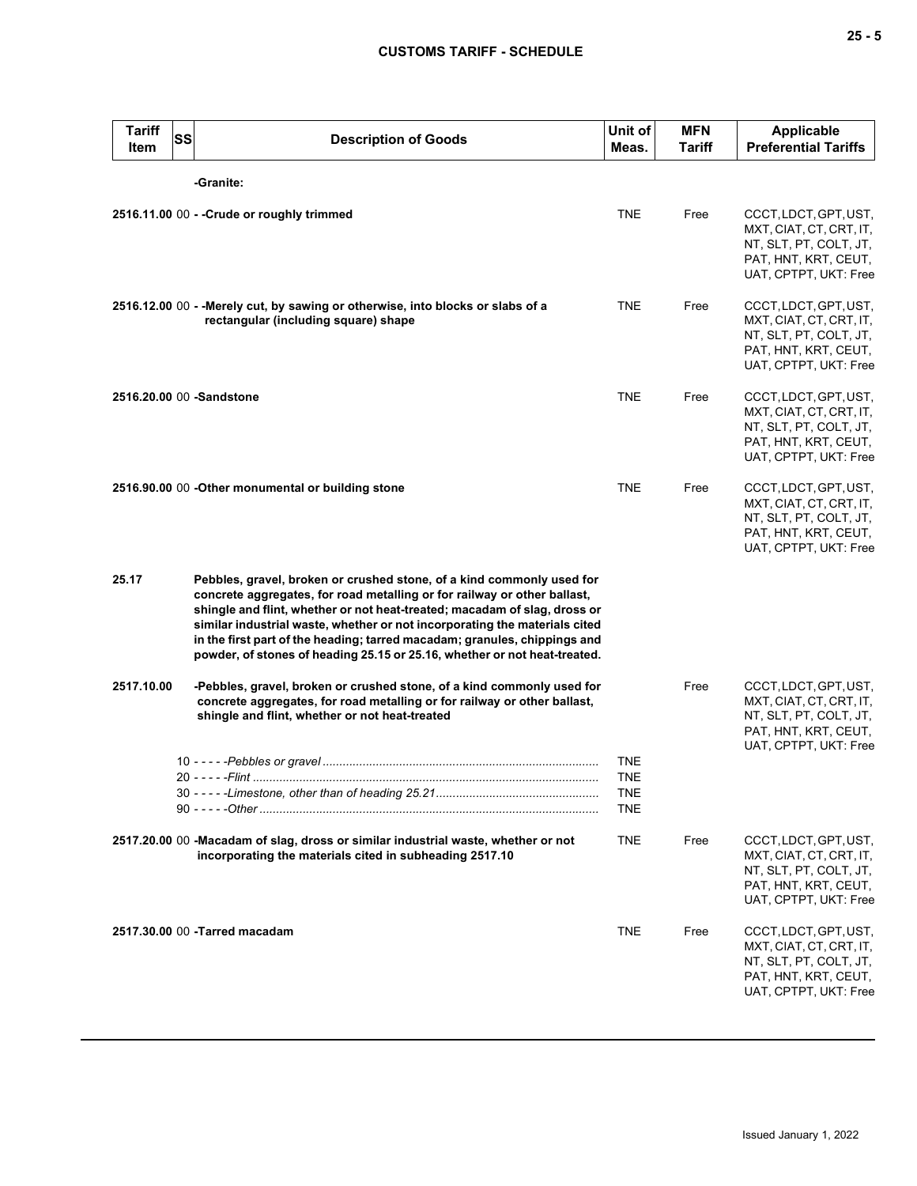| Tariff Item | SS | Description of Goods | Unit of Meas. | MFN Tariff | Applicable Preferential Tariffs |
|---|---|---|---|---|---|
| | | **-Granite:** | | | |
| **2516.11.00** | 00 | **- -Crude or roughly trimmed** | TNE | Free | CCCT, LDCT, GPT, UST, MXT, CIAT, CT, CRT, IT, NT, SLT, PT, COLT, JT, PAT, HNT, KRT, CEUT, UAT, CPTPT, UKT: Free |
| **2516.12.00** | 00 | **- -Merely cut, by sawing or otherwise, into blocks or slabs of a rectangular (including square) shape** | TNE | Free | CCCT, LDCT, GPT, UST, MXT, CIAT, CT, CRT, IT, NT, SLT, PT, COLT, JT, PAT, HNT, KRT, CEUT, UAT, CPTPT, UKT: Free |
| **2516.20.00** | 00 | **-Sandstone** | TNE | Free | CCCT, LDCT, GPT, UST, MXT, CIAT, CT, CRT, IT, NT, SLT, PT, COLT, JT, PAT, HNT, KRT, CEUT, UAT, CPTPT, UKT: Free |
| **2516.90.00** | 00 | **-Other monumental or building stone** | TNE | Free | CCCT, LDCT, GPT, UST, MXT, CIAT, CT, CRT, IT, NT, SLT, PT, COLT, JT, PAT, HNT, KRT, CEUT, UAT, CPTPT, UKT: Free |
| **25.17** | | **Pebbles, gravel, broken or crushed stone, of a kind commonly used for concrete aggregates, for road metalling or for railway or other ballast, shingle and flint, whether or not heat-treated; macadam of slag, dross or similar industrial waste, whether or not incorporating the materials cited in the first part of the heading; tarred macadam; granules, chippings and powder, of stones of heading 25.15 or 25.16, whether or not heat-treated.** | | | |
| **2517.10.00** | | **-Pebbles, gravel, broken or crushed stone, of a kind commonly used for concrete aggregates, for road metalling or for railway or other ballast, shingle and flint, whether or not heat-treated** | | Free | CCCT, LDCT, GPT, UST, MXT, CIAT, CT, CRT, IT, NT, SLT, PT, COLT, JT, PAT, HNT, KRT, CEUT, UAT, CPTPT, UKT: Free |
| | 10 | - - - - -*Pebbles or gravel* | TNE | | |
| | 20 | - - - - -*Flint* | TNE | | |
| | 30 | - - - - -*Limestone, other than of heading 25.21* | TNE | | |
| | 90 | - - - - -*Other* | TNE | | |
| **2517.20.00** | 00 | **-Macadam of slag, dross or similar industrial waste, whether or not incorporating the materials cited in subheading 2517.10** | TNE | Free | CCCT, LDCT, GPT, UST, MXT, CIAT, CT, CRT, IT, NT, SLT, PT, COLT, JT, PAT, HNT, KRT, CEUT, UAT, CPTPT, UKT: Free |
| **2517.30.00** | 00 | **-Tarred macadam** | TNE | Free | CCCT, LDCT, GPT, UST, MXT, CIAT, CT, CRT, IT, NT, SLT, PT, COLT, JT, PAT, HNT, KRT, CEUT, UAT, CPTPT, UKT: Free |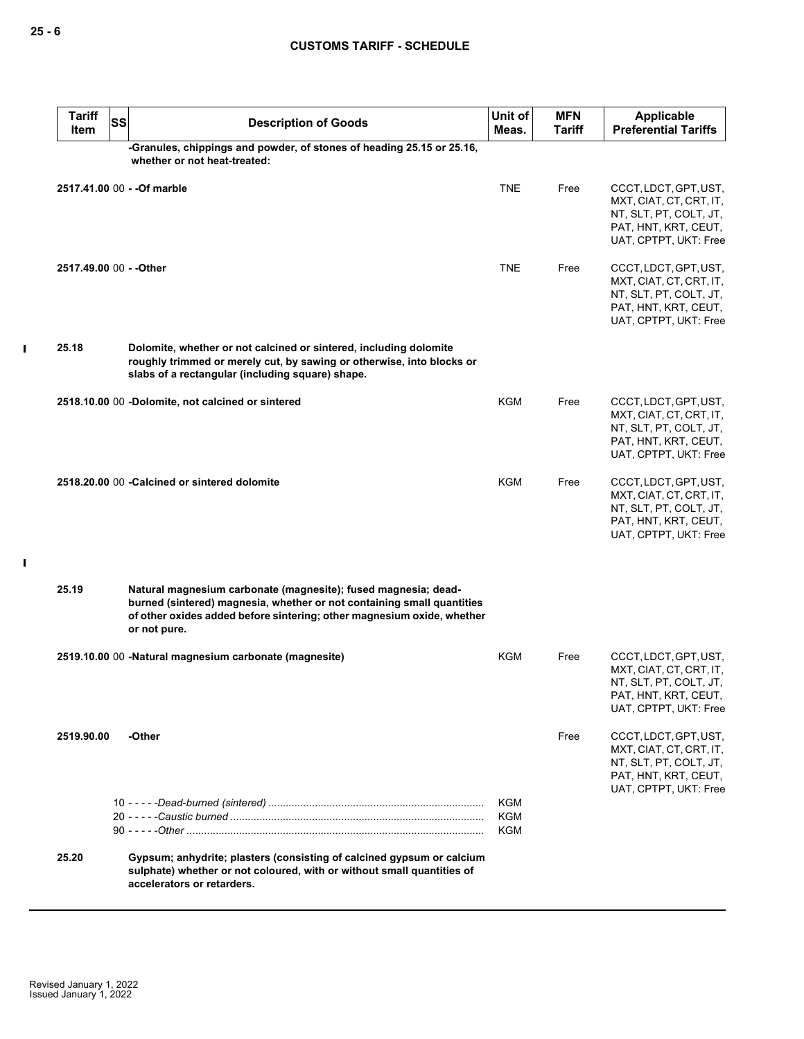| Tariff Item | SS | Description of Goods | Unit of Meas. | MFN Tariff | Applicable Preferential Tariffs |
|---|---|---|---|---|---|
| | | **-Granules, chippings and powder, of stones of heading 25.15 or 25.16, whether or not heat-treated:** | | | |
| **2517.41.00** | 00 | **- -Of marble** | TNE | Free | CCCT, LDCT, GPT, UST, MXT, CIAT, CT, CRT, IT, NT, SLT, PT, COLT, JT, PAT, HNT, KRT, CEUT, UAT, CPTPT, UKT: Free |
| **2517.49.00** | 00 | **- -Other** | TNE | Free | CCCT, LDCT, GPT, UST, MXT, CIAT, CT, CRT, IT, NT, SLT, PT, COLT, JT, PAT, HNT, KRT, CEUT, UAT, CPTPT, UKT: Free |
| **25.18** | | **Dolomite, whether or not calcined or sintered, including dolomite roughly trimmed or merely cut, by sawing or otherwise, into blocks or slabs of a rectangular (including square) shape.** | | | |
| **2518.10.00** | 00 | **-Dolomite, not calcined or sintered** | KGM | Free | CCCT, LDCT, GPT, UST, MXT, CIAT, CT, CRT, IT, NT, SLT, PT, COLT, JT, PAT, HNT, KRT, CEUT, UAT, CPTPT, UKT: Free |
| **2518.20.00** | 00 | **-Calcined or sintered dolomite** | KGM | Free | CCCT, LDCT, GPT, UST, MXT, CIAT, CT, CRT, IT, NT, SLT, PT, COLT, JT, PAT, HNT, KRT, CEUT, UAT, CPTPT, UKT: Free |
| **25.19** | | **Natural magnesium carbonate (magnesite); fused magnesia; dead-burned (sintered) magnesia, whether or not containing small quantities of other oxides added before sintering; other magnesium oxide, whether or not pure.** | | | |
| **2519.10.00** | 00 | **-Natural magnesium carbonate (magnesite)** | KGM | Free | CCCT, LDCT, GPT, UST, MXT, CIAT, CT, CRT, IT, NT, SLT, PT, COLT, JT, PAT, HNT, KRT, CEUT, UAT, CPTPT, UKT: Free |
| **2519.90.00** | | **-Other** | | Free | CCCT, LDCT, GPT, UST, MXT, CIAT, CT, CRT, IT, NT, SLT, PT, COLT, JT, PAT, HNT, KRT, CEUT, UAT, CPTPT, UKT: Free |
| | 10 | - - - - -*Dead-burned (sintered)* | KGM | | |
| | 20 | - - - - -*Caustic burned* | KGM | | |
| | 90 | - - - - -*Other* | KGM | | |
| **25.20** | | **Gypsum; anhydrite; plasters (consisting of calcined gypsum or calcium sulphate) whether or not coloured, with or without small quantities of accelerators or retarders.** | | | |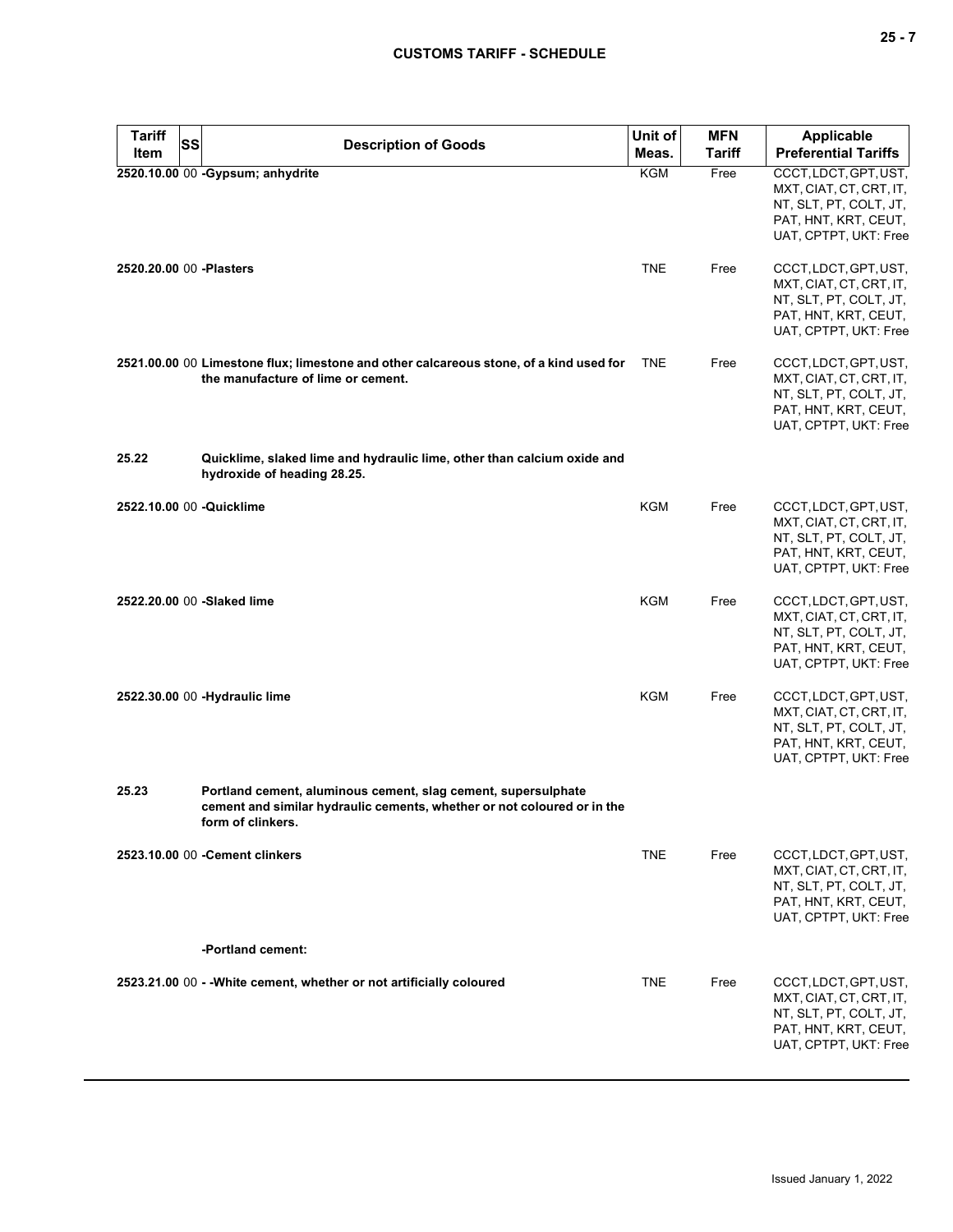| Tariff Item | SS | Description of Goods | Unit of Meas. | MFN Tariff | Applicable Preferential Tariffs |
|---|---|---|---|---|---|
| 2520.10.00 | 00 | **-Gypsum; anhydrite** | KGM | Free | CCCT, LDCT, GPT, UST, MXT, CIAT, CT, CRT, IT, NT, SLT, PT, COLT, JT, PAT, HNT, KRT, CEUT, UAT, CPTPT, UKT: Free |
| 2520.20.00 | 00 | **-Plasters** | TNE | Free | CCCT, LDCT, GPT, UST, MXT, CIAT, CT, CRT, IT, NT, SLT, PT, COLT, JT, PAT, HNT, KRT, CEUT, UAT, CPTPT, UKT: Free |
| 2521.00.00 | 00 | **Limestone flux; limestone and other calcareous stone, of a kind used for the manufacture of lime or cement.** | TNE | Free | CCCT, LDCT, GPT, UST, MXT, CIAT, CT, CRT, IT, NT, SLT, PT, COLT, JT, PAT, HNT, KRT, CEUT, UAT, CPTPT, UKT: Free |
| 25.22 | | **Quicklime, slaked lime and hydraulic lime, other than calcium oxide and hydroxide of heading 28.25.** | | | |
| 2522.10.00 | 00 | **-Quicklime** | KGM | Free | CCCT, LDCT, GPT, UST, MXT, CIAT, CT, CRT, IT, NT, SLT, PT, COLT, JT, PAT, HNT, KRT, CEUT, UAT, CPTPT, UKT: Free |
| 2522.20.00 | 00 | **-Slaked lime** | KGM | Free | CCCT, LDCT, GPT, UST, MXT, CIAT, CT, CRT, IT, NT, SLT, PT, COLT, JT, PAT, HNT, KRT, CEUT, UAT, CPTPT, UKT: Free |
| 2522.30.00 | 00 | **-Hydraulic lime** | KGM | Free | CCCT, LDCT, GPT, UST, MXT, CIAT, CT, CRT, IT, NT, SLT, PT, COLT, JT, PAT, HNT, KRT, CEUT, UAT, CPTPT, UKT: Free |
| 25.23 | | **Portland cement, aluminous cement, slag cement, supersulphate cement and similar hydraulic cements, whether or not coloured or in the form of clinkers.** | | | |
| 2523.10.00 | 00 | **-Cement clinkers** | TNE | Free | CCCT, LDCT, GPT, UST, MXT, CIAT, CT, CRT, IT, NT, SLT, PT, COLT, JT, PAT, HNT, KRT, CEUT, UAT, CPTPT, UKT: Free |
| | | **-Portland cement:** | | | |
| 2523.21.00 | 00 | **- -White cement, whether or not artificially coloured** | TNE | Free | CCCT, LDCT, GPT, UST, MXT, CIAT, CT, CRT, IT, NT, SLT, PT, COLT, JT, PAT, HNT, KRT, CEUT, UAT, CPTPT, UKT: Free |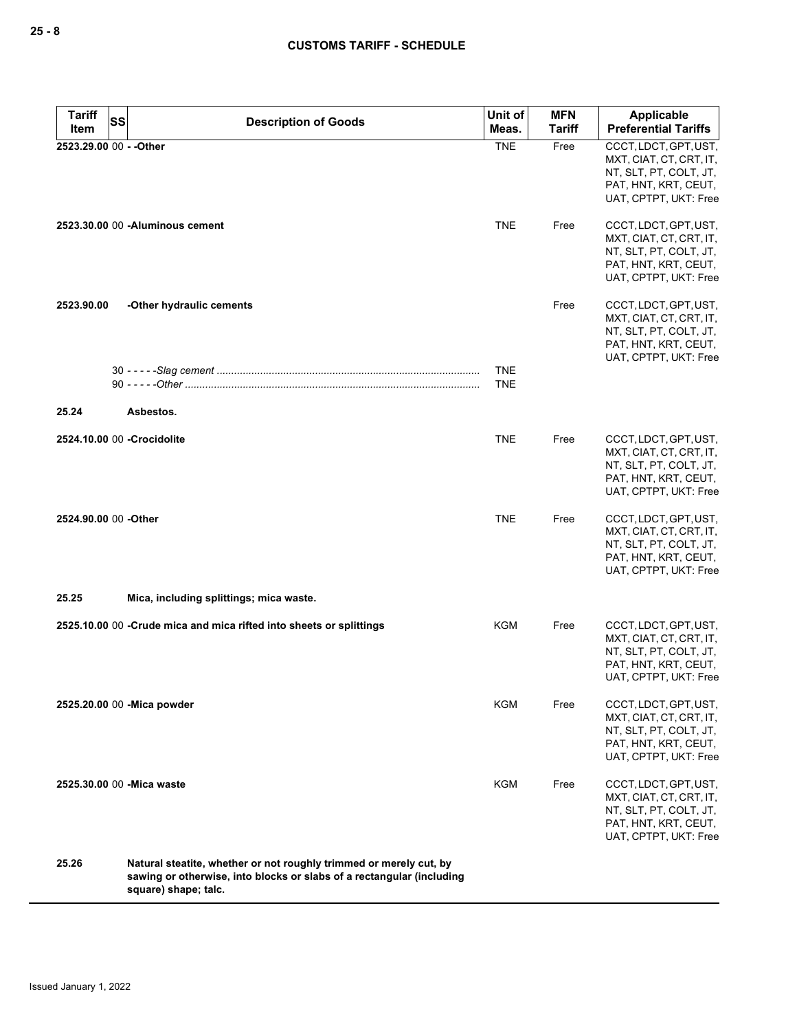| Tariff Item | SS | Description of Goods | Unit of Meas. | MFN Tariff | Applicable Preferential Tariffs |
|---|---|---|---|---|---|
| 2523.29.00 | 00 | - -Other | TNE | Free | CCCT, LDCT, GPT, UST, MXT, CIAT, CT, CRT, IT, NT, SLT, PT, COLT, JT, PAT, HNT, KRT, CEUT, UAT, CPTPT, UKT: Free |
| 2523.30.00 | 00 | -Aluminous cement | TNE | Free | CCCT, LDCT, GPT, UST, MXT, CIAT, CT, CRT, IT, NT, SLT, PT, COLT, JT, PAT, HNT, KRT, CEUT, UAT, CPTPT, UKT: Free |
| 2523.90.00 | | -Other hydraulic cements | | Free | CCCT, LDCT, GPT, UST, MXT, CIAT, CT, CRT, IT, NT, SLT, PT, COLT, JT, PAT, HNT, KRT, CEUT, UAT, CPTPT, UKT: Free |
| | 30 | - - - - -*Slag cement* | TNE | | |
| | 90 | - - - - -*Other* | TNE | | |
| 25.24 | | Asbestos. | | | |
| 2524.10.00 | 00 | -Crocidolite | TNE | Free | CCCT, LDCT, GPT, UST, MXT, CIAT, CT, CRT, IT, NT, SLT, PT, COLT, JT, PAT, HNT, KRT, CEUT, UAT, CPTPT, UKT: Free |
| 2524.90.00 | 00 | -Other | TNE | Free | CCCT, LDCT, GPT, UST, MXT, CIAT, CT, CRT, IT, NT, SLT, PT, COLT, JT, PAT, HNT, KRT, CEUT, UAT, CPTPT, UKT: Free |
| 25.25 | | Mica, including splittings; mica waste. | | | |
| 2525.10.00 | 00 | -Crude mica and mica rifted into sheets or splittings | KGM | Free | CCCT, LDCT, GPT, UST, MXT, CIAT, CT, CRT, IT, NT, SLT, PT, COLT, JT, PAT, HNT, KRT, CEUT, UAT, CPTPT, UKT: Free |
| 2525.20.00 | 00 | -Mica powder | KGM | Free | CCCT, LDCT, GPT, UST, MXT, CIAT, CT, CRT, IT, NT, SLT, PT, COLT, JT, PAT, HNT, KRT, CEUT, UAT, CPTPT, UKT: Free |
| 2525.30.00 | 00 | -Mica waste | KGM | Free | CCCT, LDCT, GPT, UST, MXT, CIAT, CT, CRT, IT, NT, SLT, PT, COLT, JT, PAT, HNT, KRT, CEUT, UAT, CPTPT, UKT: Free |
| 25.26 | | Natural steatite, whether or not roughly trimmed or merely cut, by sawing or otherwise, into blocks or slabs of a rectangular (including square) shape; talc. | | | |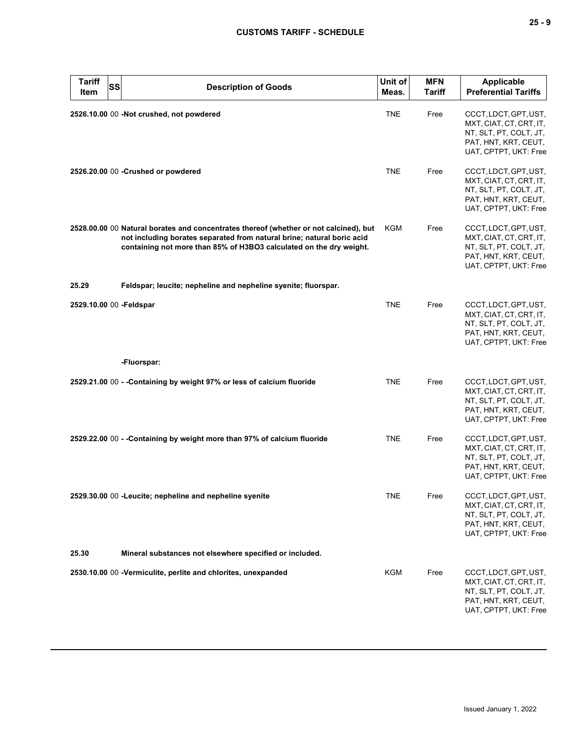| Tariff Item | SS | Description of Goods | Unit of Meas. | MFN Tariff | Applicable Preferential Tariffs |
|---|---|---|---|---|---|
| **2526.10.00** | 00 | **-Not crushed, not powdered** | TNE | Free | CCCT, LDCT, GPT, UST, MXT, CIAT, CT, CRT, IT, NT, SLT, PT, COLT, JT, PAT, HNT, KRT, CEUT, UAT, CPTPT, UKT: Free |
| **2526.20.00** | 00 | **-Crushed or powdered** | TNE | Free | CCCT, LDCT, GPT, UST, MXT, CIAT, CT, CRT, IT, NT, SLT, PT, COLT, JT, PAT, HNT, KRT, CEUT, UAT, CPTPT, UKT: Free |
| **2528.00.00** | 00 | **Natural borates and concentrates thereof (whether or not calcined), but not including borates separated from natural brine; natural boric acid containing not more than 85% of H3BO3 calculated on the dry weight.** | KGM | Free | CCCT, LDCT, GPT, UST, MXT, CIAT, CT, CRT, IT, NT, SLT, PT, COLT, JT, PAT, HNT, KRT, CEUT, UAT, CPTPT, UKT: Free |
| **25.29** | | **Feldspar; leucite; nepheline and nepheline syenite; fluorspar.** | | | |
| **2529.10.00** | 00 | **-Feldspar** | TNE | Free | CCCT, LDCT, GPT, UST, MXT, CIAT, CT, CRT, IT, NT, SLT, PT, COLT, JT, PAT, HNT, KRT, CEUT, UAT, CPTPT, UKT: Free |
| | | **-Fluorspar:** | | | |
| **2529.21.00** | 00 | **- -Containing by weight 97% or less of calcium fluoride** | TNE | Free | CCCT, LDCT, GPT, UST, MXT, CIAT, CT, CRT, IT, NT, SLT, PT, COLT, JT, PAT, HNT, KRT, CEUT, UAT, CPTPT, UKT: Free |
| **2529.22.00** | 00 | **- -Containing by weight more than 97% of calcium fluoride** | TNE | Free | CCCT, LDCT, GPT, UST, MXT, CIAT, CT, CRT, IT, NT, SLT, PT, COLT, JT, PAT, HNT, KRT, CEUT, UAT, CPTPT, UKT: Free |
| **2529.30.00** | 00 | **-Leucite; nepheline and nepheline syenite** | TNE | Free | CCCT, LDCT, GPT, UST, MXT, CIAT, CT, CRT, IT, NT, SLT, PT, COLT, JT, PAT, HNT, KRT, CEUT, UAT, CPTPT, UKT: Free |
| **25.30** | | **Mineral substances not elsewhere specified or included.** | | | |
| **2530.10.00** | 00 | **-Vermiculite, perlite and chlorites, unexpanded** | KGM | Free | CCCT, LDCT, GPT, UST, MXT, CIAT, CT, CRT, IT, NT, SLT, PT, COLT, JT, PAT, HNT, KRT, CEUT, UAT, CPTPT, UKT: Free |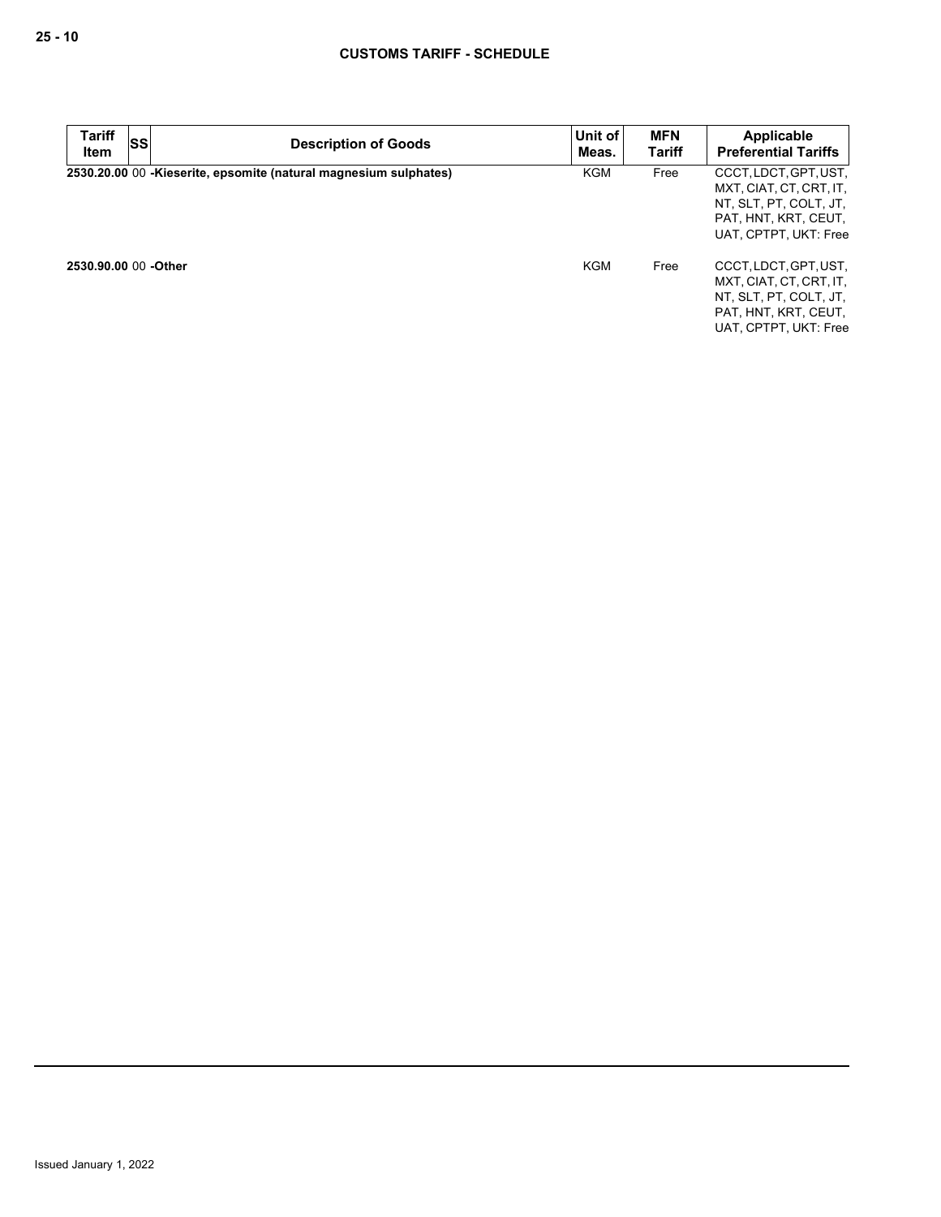| Tariff Item | SS | Description of Goods | Unit of Meas. | MFN Tariff | Applicable Preferential Tariffs |
|---|---|---|---|---|---|
| **2530.20.00** | 00 | **-Kieserite, epsomite (natural magnesium sulphates)** | KGM | Free | CCCT, LDCT, GPT, UST, MXT, CIAT, CT, CRT, IT, NT, SLT, PT, COLT, JT, PAT, HNT, KRT, CEUT, UAT, CPTPT, UKT: Free |
| **2530.90.00** | 00 | **-Other** | KGM | Free | CCCT, LDCT, GPT, UST, MXT, CIAT, CT, CRT, IT, NT, SLT, PT, COLT, JT, PAT, HNT, KRT, CEUT, UAT, CPTPT, UKT: Free |